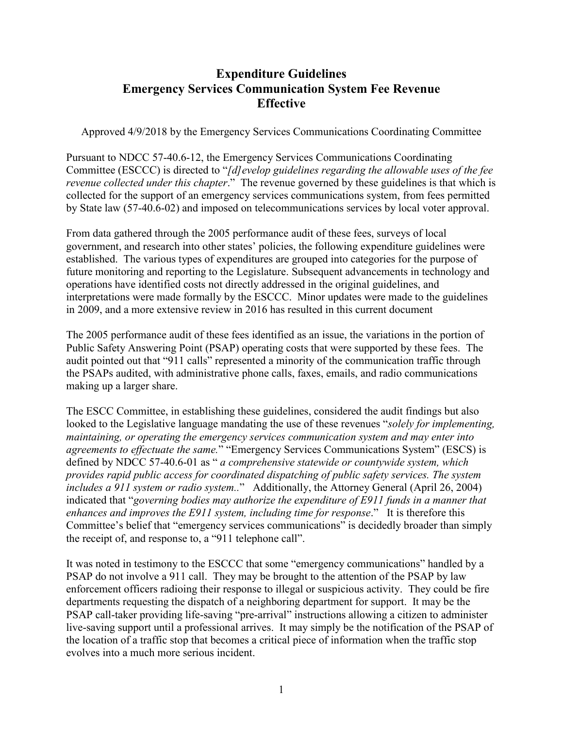# Expenditure Guidelines
# Emergency Services Communication System Fee Revenue
# Effective

Approved 4/9/2018 by the Emergency Services Communications Coordinating Committee

Pursuant to NDCC 57-40.6-12, the Emergency Services Communications Coordinating Committee (ESCCC) is directed to "*[d]evelop guidelines regarding the allowable uses of the fee revenue collected under this chapter*." The revenue governed by these guidelines is that which is collected for the support of an emergency services communications system, from fees permitted by State law (57-40.6-02) and imposed on telecommunications services by local voter approval.

From data gathered through the 2005 performance audit of these fees, surveys of local government, and research into other states' policies, the following expenditure guidelines were established. The various types of expenditures are grouped into categories for the purpose of future monitoring and reporting to the Legislature. Subsequent advancements in technology and operations have identified costs not directly addressed in the original guidelines, and interpretations were made formally by the ESCCC. Minor updates were made to the guidelines in 2009, and a more extensive review in 2016 has resulted in this current document

The 2005 performance audit of these fees identified as an issue, the variations in the portion of Public Safety Answering Point (PSAP) operating costs that were supported by these fees. The audit pointed out that "911 calls" represented a minority of the communication traffic through the PSAPs audited, with administrative phone calls, faxes, emails, and radio communications making up a larger share.

The ESCC Committee, in establishing these guidelines, considered the audit findings but also looked to the Legislative language mandating the use of these revenues "*solely for implementing, maintaining, or operating the emergency services communication system and may enter into agreements to effectuate the same.*" "Emergency Services Communications System" (ESCS) is defined by NDCC 57-40.6-01 as " *a comprehensive statewide or countywide system, which provides rapid public access for coordinated dispatching of public safety services. The system includes a 911 system or radio system..*" Additionally, the Attorney General (April 26, 2004) indicated that "*governing bodies may authorize the expenditure of E911 funds in a manner that enhances and improves the E911 system, including time for response*." It is therefore this Committee's belief that "emergency services communications" is decidedly broader than simply the receipt of, and response to, a "911 telephone call".

It was noted in testimony to the ESCCC that some "emergency communications" handled by a PSAP do not involve a 911 call. They may be brought to the attention of the PSAP by law enforcement officers radioing their response to illegal or suspicious activity. They could be fire departments requesting the dispatch of a neighboring department for support. It may be the PSAP call-taker providing life-saving "pre-arrival" instructions allowing a citizen to administer live-saving support until a professional arrives. It may simply be the notification of the PSAP of the location of a traffic stop that becomes a critical piece of information when the traffic stop evolves into a much more serious incident.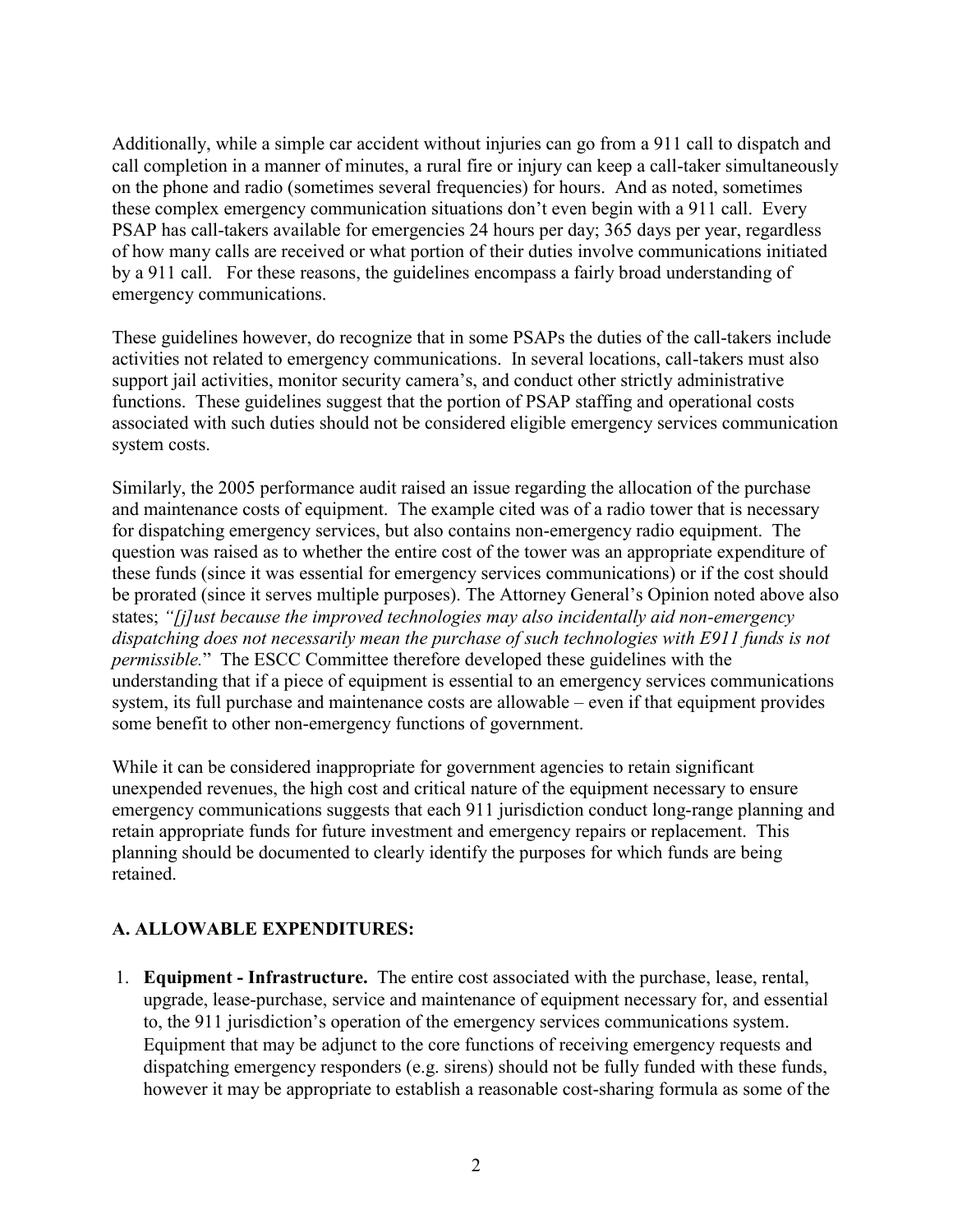Additionally, while a simple car accident without injuries can go from a 911 call to dispatch and call completion in a manner of minutes, a rural fire or injury can keep a call-taker simultaneously on the phone and radio (sometimes several frequencies) for hours. And as noted, sometimes these complex emergency communication situations don't even begin with a 911 call. Every PSAP has call-takers available for emergencies 24 hours per day; 365 days per year, regardless of how many calls are received or what portion of their duties involve communications initiated by a 911 call. For these reasons, the guidelines encompass a fairly broad understanding of emergency communications.

These guidelines however, do recognize that in some PSAPs the duties of the call-takers include activities not related to emergency communications. In several locations, call-takers must also support jail activities, monitor security camera's, and conduct other strictly administrative functions. These guidelines suggest that the portion of PSAP staffing and operational costs associated with such duties should not be considered eligible emergency services communication system costs.

Similarly, the 2005 performance audit raised an issue regarding the allocation of the purchase and maintenance costs of equipment. The example cited was of a radio tower that is necessary for dispatching emergency services, but also contains non-emergency radio equipment. The question was raised as to whether the entire cost of the tower was an appropriate expenditure of these funds (since it was essential for emergency services communications) or if the cost should be prorated (since it serves multiple purposes). The Attorney General's Opinion noted above also states; *"[j]ust because the improved technologies may also incidentally aid non-emergency dispatching does not necessarily mean the purchase of such technologies with E911 funds is not permissible.*" The ESCC Committee therefore developed these guidelines with the understanding that if a piece of equipment is essential to an emergency services communications system, its full purchase and maintenance costs are allowable – even if that equipment provides some benefit to other non-emergency functions of government.

While it can be considered inappropriate for government agencies to retain significant unexpended revenues, the high cost and critical nature of the equipment necessary to ensure emergency communications suggests that each 911 jurisdiction conduct long-range planning and retain appropriate funds for future investment and emergency repairs or replacement. This planning should be documented to clearly identify the purposes for which funds are being retained.

## A. ALLOWABLE EXPENDITURES:

1. **Equipment - Infrastructure.** The entire cost associated with the purchase, lease, rental, upgrade, lease-purchase, service and maintenance of equipment necessary for, and essential to, the 911 jurisdiction's operation of the emergency services communications system. Equipment that may be adjunct to the core functions of receiving emergency requests and dispatching emergency responders (e.g. sirens) should not be fully funded with these funds, however it may be appropriate to establish a reasonable cost-sharing formula as some of the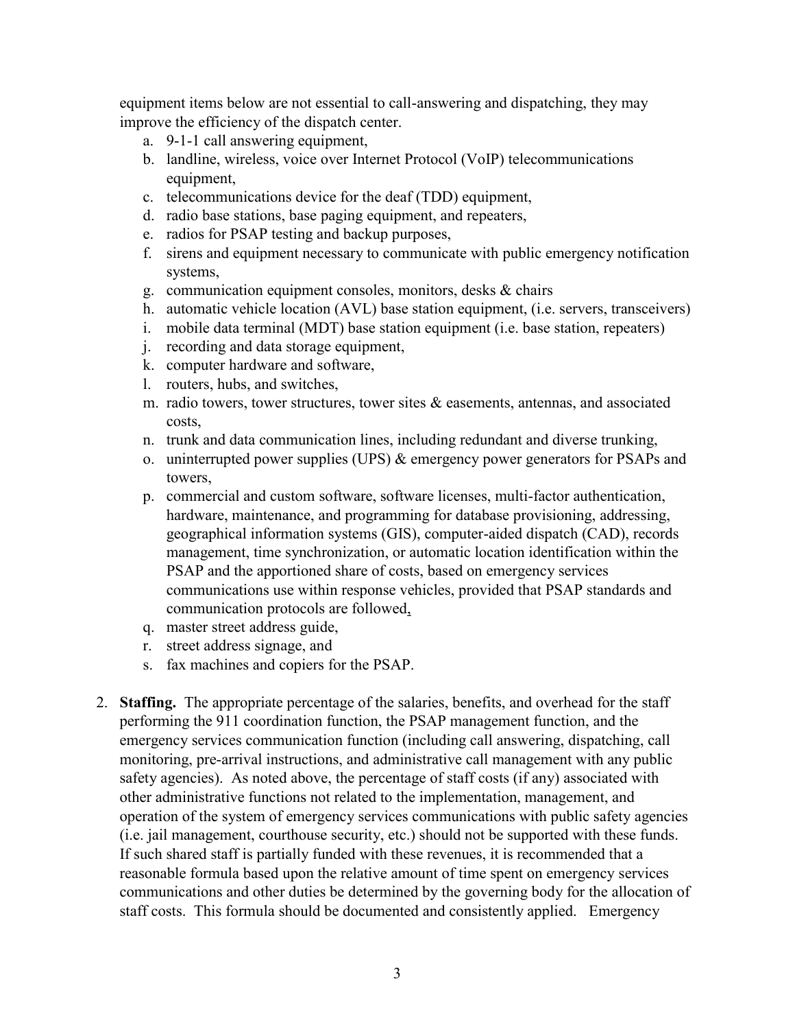equipment items below are not essential to call-answering and dispatching, they may improve the efficiency of the dispatch center.

a. 9-1-1 call answering equipment,
b. landline, wireless, voice over Internet Protocol (VoIP) telecommunications equipment,
c. telecommunications device for the deaf (TDD) equipment,
d. radio base stations, base paging equipment, and repeaters,
e. radios for PSAP testing and backup purposes,
f. sirens and equipment necessary to communicate with public emergency notification systems,
g. communication equipment consoles, monitors, desks & chairs
h. automatic vehicle location (AVL) base station equipment, (i.e. servers, transceivers)
i. mobile data terminal (MDT) base station equipment (i.e. base station, repeaters)
j. recording and data storage equipment,
k. computer hardware and software,
l. routers, hubs, and switches,
m. radio towers, tower structures, tower sites & easements, antennas, and associated costs,
n. trunk and data communication lines, including redundant and diverse trunking,
o. uninterrupted power supplies (UPS) & emergency power generators for PSAPs and towers,
p. commercial and custom software, software licenses, multi-factor authentication, hardware, maintenance, and programming for database provisioning, addressing, geographical information systems (GIS), computer-aided dispatch (CAD), records management, time synchronization, or automatic location identification within the PSAP and the apportioned share of costs, based on emergency services communications use within response vehicles, provided that PSAP standards and communication protocols are followed,
q. master street address guide,
r. street address signage, and
s. fax machines and copiers for the PSAP.

2. **Staffing.** The appropriate percentage of the salaries, benefits, and overhead for the staff performing the 911 coordination function, the PSAP management function, and the emergency services communication function (including call answering, dispatching, call monitoring, pre-arrival instructions, and administrative call management with any public safety agencies). As noted above, the percentage of staff costs (if any) associated with other administrative functions not related to the implementation, management, and operation of the system of emergency services communications with public safety agencies (i.e. jail management, courthouse security, etc.) should not be supported with these funds. If such shared staff is partially funded with these revenues, it is recommended that a reasonable formula based upon the relative amount of time spent on emergency services communications and other duties be determined by the governing body for the allocation of staff costs. This formula should be documented and consistently applied. Emergency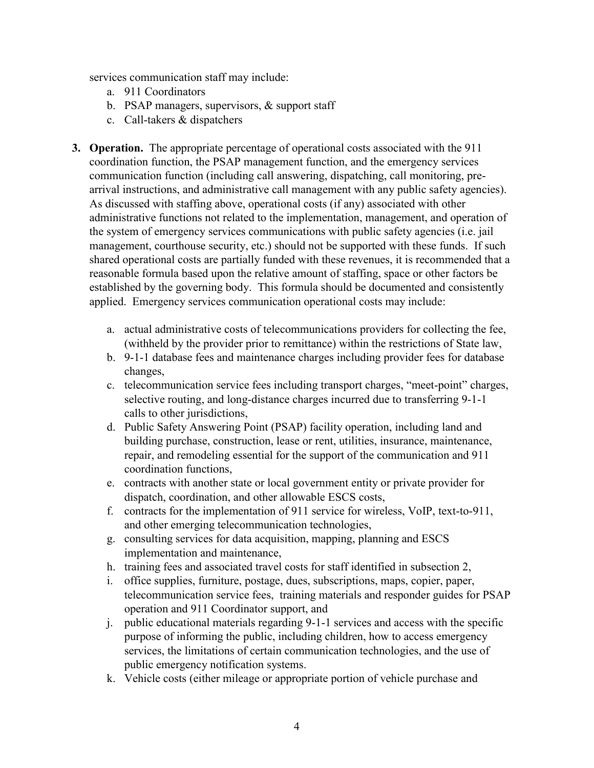services communication staff may include:

a. 911 Coordinators
b. PSAP managers, supervisors, & support staff
c. Call-takers & dispatchers

**3. Operation.** The appropriate percentage of operational costs associated with the 911 coordination function, the PSAP management function, and the emergency services communication function (including call answering, dispatching, call monitoring, pre-arrival instructions, and administrative call management with any public safety agencies). As discussed with staffing above, operational costs (if any) associated with other administrative functions not related to the implementation, management, and operation of the system of emergency services communications with public safety agencies (i.e. jail management, courthouse security, etc.) should not be supported with these funds. If such shared operational costs are partially funded with these revenues, it is recommended that a reasonable formula based upon the relative amount of staffing, space or other factors be established by the governing body. This formula should be documented and consistently applied. Emergency services communication operational costs may include:

a. actual administrative costs of telecommunications providers for collecting the fee, (withheld by the provider prior to remittance) within the restrictions of State law,
b. 9-1-1 database fees and maintenance charges including provider fees for database changes,
c. telecommunication service fees including transport charges, "meet-point" charges, selective routing, and long-distance charges incurred due to transferring 9-1-1 calls to other jurisdictions,
d. Public Safety Answering Point (PSAP) facility operation, including land and building purchase, construction, lease or rent, utilities, insurance, maintenance, repair, and remodeling essential for the support of the communication and 911 coordination functions,
e. contracts with another state or local government entity or private provider for dispatch, coordination, and other allowable ESCS costs,
f. contracts for the implementation of 911 service for wireless, VoIP, text-to-911, and other emerging telecommunication technologies,
g. consulting services for data acquisition, mapping, planning and ESCS implementation and maintenance,
h. training fees and associated travel costs for staff identified in subsection 2,
i. office supplies, furniture, postage, dues, subscriptions, maps, copier, paper, telecommunication service fees, training materials and responder guides for PSAP operation and 911 Coordinator support, and
j. public educational materials regarding 9-1-1 services and access with the specific purpose of informing the public, including children, how to access emergency services, the limitations of certain communication technologies, and the use of public emergency notification systems.
k. Vehicle costs (either mileage or appropriate portion of vehicle purchase and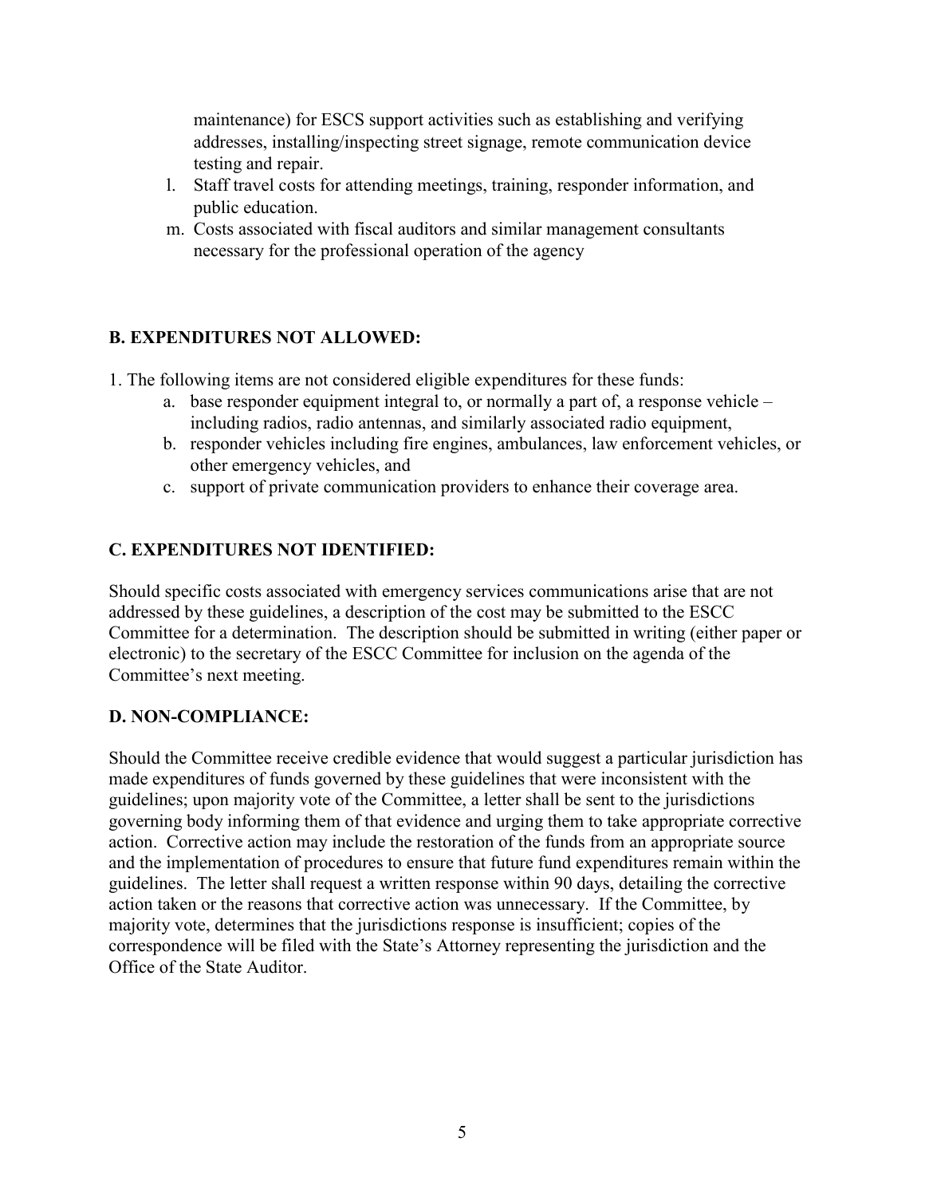maintenance) for ESCS support activities such as establishing and verifying addresses, installing/inspecting street signage, remote communication device testing and repair.

l. Staff travel costs for attending meetings, training, responder information, and public education.
m. Costs associated with fiscal auditors and similar management consultants necessary for the professional operation of the agency

## B. EXPENDITURES NOT ALLOWED:

1. The following items are not considered eligible expenditures for these funds:
   a. base responder equipment integral to, or normally a part of, a response vehicle – including radios, radio antennas, and similarly associated radio equipment,
   b. responder vehicles including fire engines, ambulances, law enforcement vehicles, or other emergency vehicles, and
   c. support of private communication providers to enhance their coverage area.

## C. EXPENDITURES NOT IDENTIFIED:

Should specific costs associated with emergency services communications arise that are not addressed by these guidelines, a description of the cost may be submitted to the ESCC Committee for a determination. The description should be submitted in writing (either paper or electronic) to the secretary of the ESCC Committee for inclusion on the agenda of the Committee's next meeting.

## D. NON-COMPLIANCE:

Should the Committee receive credible evidence that would suggest a particular jurisdiction has made expenditures of funds governed by these guidelines that were inconsistent with the guidelines; upon majority vote of the Committee, a letter shall be sent to the jurisdictions governing body informing them of that evidence and urging them to take appropriate corrective action. Corrective action may include the restoration of the funds from an appropriate source and the implementation of procedures to ensure that future fund expenditures remain within the guidelines. The letter shall request a written response within 90 days, detailing the corrective action taken or the reasons that corrective action was unnecessary. If the Committee, by majority vote, determines that the jurisdictions response is insufficient; copies of the correspondence will be filed with the State's Attorney representing the jurisdiction and the Office of the State Auditor.